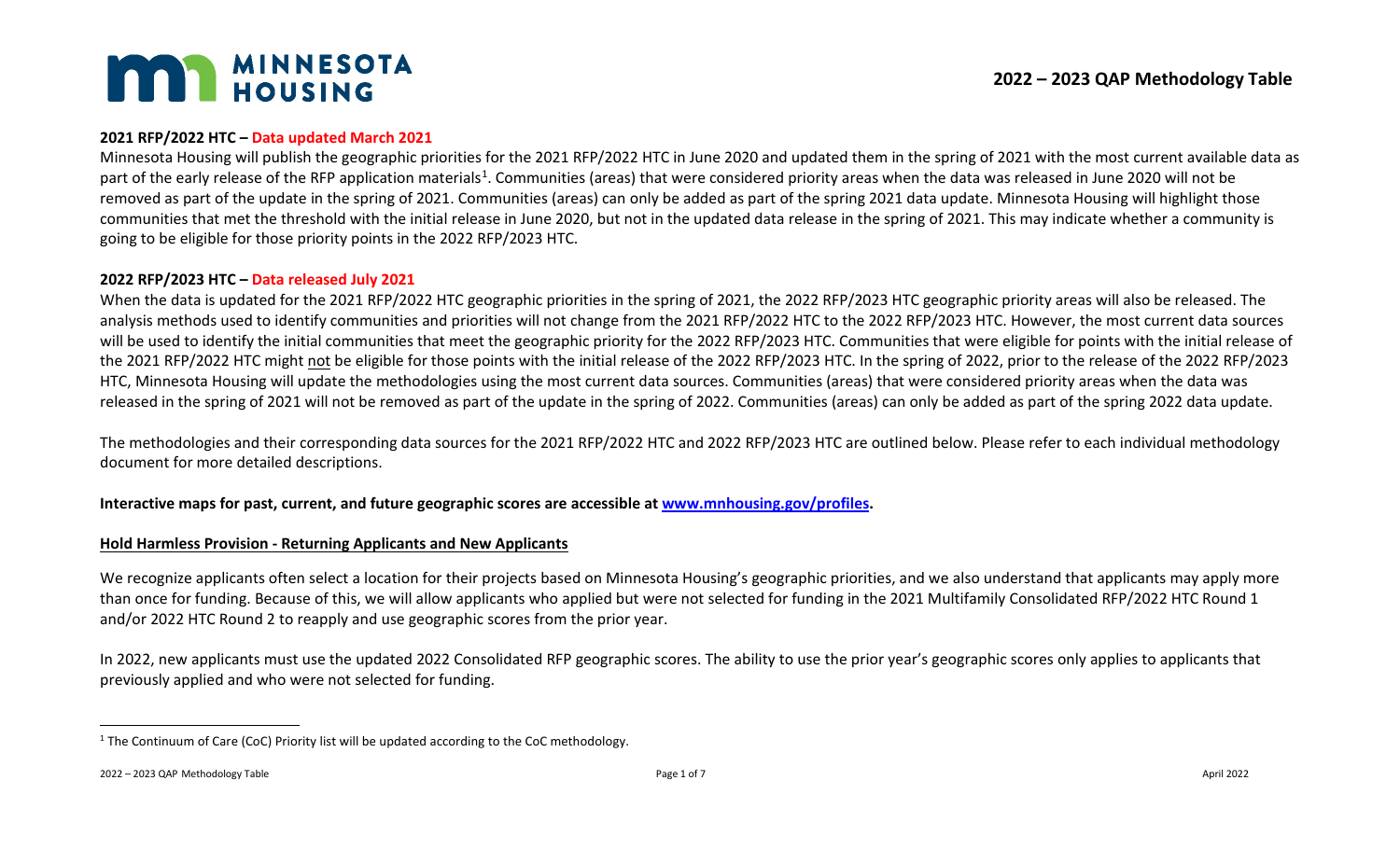**MINNESOTA HOUSING**

# 2022 – 2023 QAP Methodology Table

**2021 RFP/2022 HTC – Data updated March 2021**

Minnesota Housing will publish the geographic priorities for the 2021 RFP/2022 HTC in June 2020 and updated them in the spring of 2021 with the most current available data as part of the early release of the RFP application materials[1]. Communities (areas) that were considered priority areas when the data was released in June 2020 will not be removed as part of the update in the spring of 2021. Communities (areas) can only be added as part of the spring 2021 data update. Minnesota Housing will highlight those communities that met the threshold with the initial release in June 2020, but not in the updated data release in the spring of 2021. This may indicate whether a community is going to be eligible for those priority points in the 2022 RFP/2023 HTC.

**2022 RFP/2023 HTC – Data released July 2021**

When the data is updated for the 2021 RFP/2022 HTC geographic priorities in the spring of 2021, the 2022 RFP/2023 HTC geographic priority areas will also be released. The analysis methods used to identify communities and priorities will not change from the 2021 RFP/2022 HTC to the 2022 RFP/2023 HTC. However, the most current data sources will be used to identify the initial communities that meet the geographic priority for the 2022 RFP/2023 HTC. Communities that were eligible for points with the initial release of the 2021 RFP/2022 HTC might not be eligible for those points with the initial release of the 2022 RFP/2023 HTC. In the spring of 2022, prior to the release of the 2022 RFP/2023 HTC, Minnesota Housing will update the methodologies using the most current data sources. Communities (areas) that were considered priority areas when the data was released in the spring of 2021 will not be removed as part of the update in the spring of 2022. Communities (areas) can only be added as part of the spring 2022 data update.

The methodologies and their corresponding data sources for the 2021 RFP/2022 HTC and 2022 RFP/2023 HTC are outlined below. Please refer to each individual methodology document for more detailed descriptions.

**Interactive maps for past, current, and future geographic scores are accessible at www.mnhousing.gov/profiles.**

**Hold Harmless Provision - Returning Applicants and New Applicants**

We recognize applicants often select a location for their projects based on Minnesota Housing's geographic priorities, and we also understand that applicants may apply more than once for funding. Because of this, we will allow applicants who applied but were not selected for funding in the 2021 Multifamily Consolidated RFP/2022 HTC Round 1 and/or 2022 HTC Round 2 to reapply and use geographic scores from the prior year.

In 2022, new applicants must use the updated 2022 Consolidated RFP geographic scores. The ability to use the prior year's geographic scores only applies to applicants that previously applied and who were not selected for funding.

[1] The Continuum of Care (CoC) Priority list will be updated according to the CoC methodology.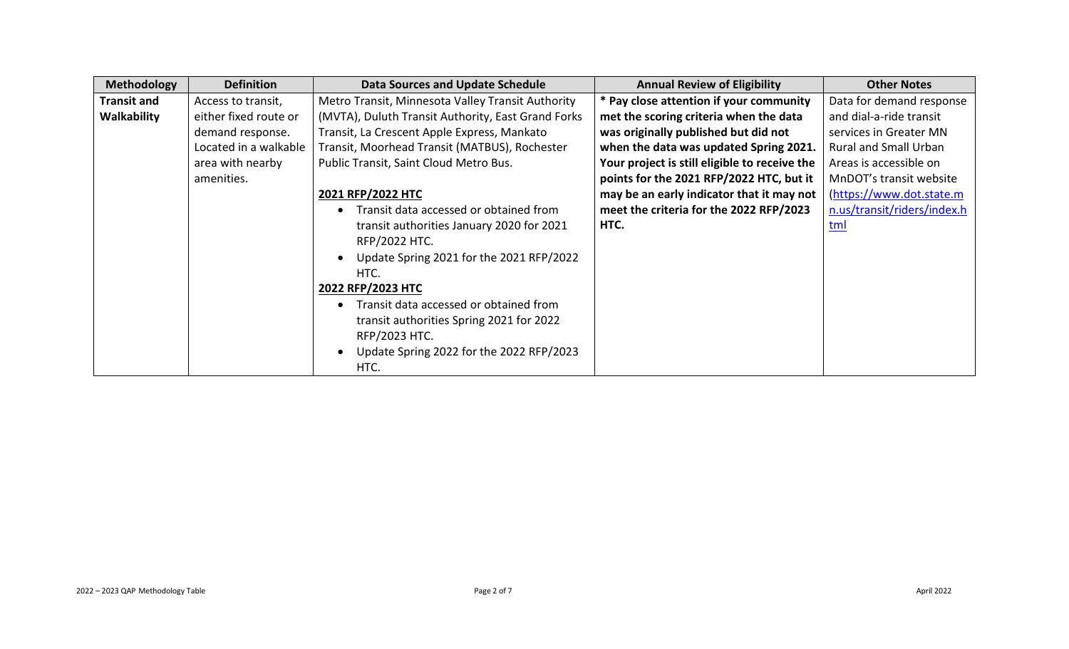| Methodology | Definition | Data Sources and Update Schedule | Annual Review of Eligibility | Other Notes |
|---|---|---|---|---|
| **Transit and Walkability** | Access to transit, either fixed route or demand response. Located in a walkable area with nearby amenities. | Metro Transit, Minnesota Valley Transit Authority (MVTA), Duluth Transit Authority, East Grand Forks Transit, La Crescent Apple Express, Mankato Transit, Moorhead Transit (MATBUS), Rochester Public Transit, Saint Cloud Metro Bus.<br><br>**2021 RFP/2022 HTC**<br>• Transit data accessed or obtained from transit authorities January 2020 for 2021 RFP/2022 HTC.<br>• Update Spring 2021 for the 2021 RFP/2022 HTC.<br>**2022 RFP/2023 HTC**<br>• Transit data accessed or obtained from transit authorities Spring 2021 for 2022 RFP/2023 HTC.<br>• Update Spring 2022 for the 2022 RFP/2023 HTC. | **\* Pay close attention if your community met the scoring criteria when the data was originally published but did not when the data was updated Spring 2021. Your project is still eligible to receive the points for the 2021 RFP/2022 HTC, but it may be an early indicator that it may not meet the criteria for the 2022 RFP/2023 HTC.** | Data for demand response and dial-a-ride transit services in Greater MN Rural and Small Urban Areas is accessible on MnDOT's transit website ([https://www.dot.state.mn.us/transit/riders/index.html](https://www.dot.state.mn.us/transit/riders/index.html)) |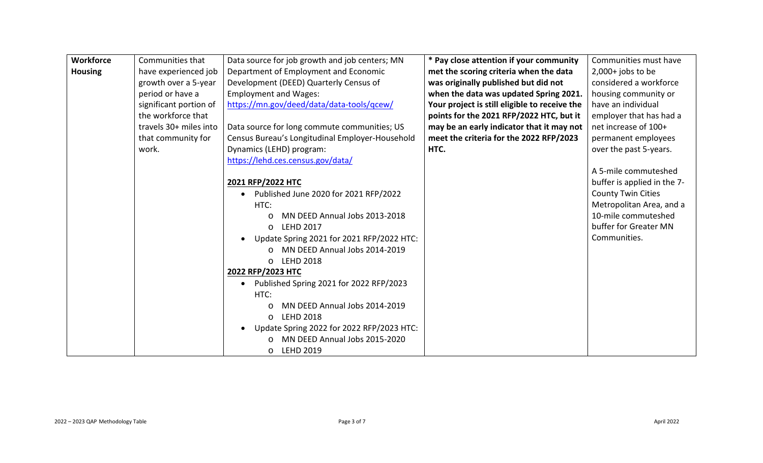| **Workforce Housing** | Communities that have experienced job growth over a 5-year period or have a significant portion of the workforce that travels 30+ miles into that community for work. | Data source for job growth and job centers; MN Department of Employment and Economic Development (DEED) Quarterly Census of Employment and Wages: https://mn.gov/deed/data/data-tools/qcew/<br><br>Data source for long commute communities; US Census Bureau's Longitudinal Employer-Household Dynamics (LEHD) program: https://lehd.ces.census.gov/data/<br><br>**<u>2021 RFP/2022 HTC</u>**<br>• Published June 2020 for 2021 RFP/2022 HTC:<br>  o MN DEED Annual Jobs 2013-2018<br>  o LEHD 2017<br>• Update Spring 2021 for 2021 RFP/2022 HTC:<br>  o MN DEED Annual Jobs 2014-2019<br>  o LEHD 2018<br>**<u>2022 RFP/2023 HTC</u>**<br>• Published Spring 2021 for 2022 RFP/2023 HTC:<br>  o MN DEED Annual Jobs 2014-2019<br>  o LEHD 2018<br>• Update Spring 2022 for 2022 RFP/2023 HTC:<br>  o MN DEED Annual Jobs 2015-2020<br>  o LEHD 2019 | **\* Pay close attention if your community met the scoring criteria when the data was originally published but did not when the data was updated Spring 2021. Your project is still eligible to receive the points for the 2021 RFP/2022 HTC, but it may be an early indicator that it may not meet the criteria for the 2022 RFP/2023 HTC.** | Communities must have 2,000+ jobs to be considered a workforce housing community or have an individual employer that has had a net increase of 100+ permanent employees over the past 5-years.<br><br>A 5-mile commuteshed buffer is applied in the 7-County Twin Cities Metropolitan Area, and a 10-mile commuteshed buffer for Greater MN Communities. |
|---|---|---|---|---|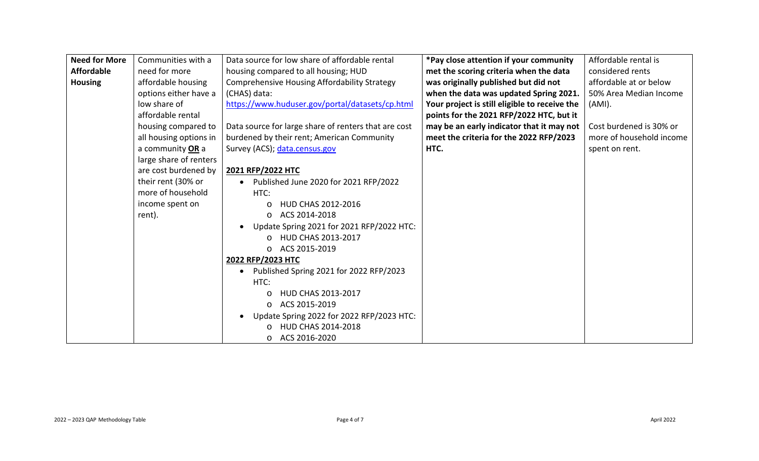| | | | | |
|---|---|---|---|---|
| **Need for More Affordable Housing** | Communities with a need for more affordable housing options either have a low share of affordable rental housing compared to all housing options in a community **OR** a large share of renters are cost burdened by their rent (30% or more of household income spent on rent). | Data source for low share of affordable rental housing compared to all housing; HUD Comprehensive Housing Affordability Strategy (CHAS) data: [https://www.huduser.gov/portal/datasets/cp.html](https://www.huduser.gov/portal/datasets/cp.html)<br><br>Data source for large share of renters that are cost burdened by their rent; American Community Survey (ACS); [data.census.gov](data.census.gov)<br><br>**2021 RFP/2022 HTC**<br>• Published June 2020 for 2021 RFP/2022 HTC:<br>&nbsp;&nbsp;&nbsp;o HUD CHAS 2012-2016<br>&nbsp;&nbsp;&nbsp;o ACS 2014-2018<br>• Update Spring 2021 for 2021 RFP/2022 HTC:<br>&nbsp;&nbsp;&nbsp;o HUD CHAS 2013-2017<br>&nbsp;&nbsp;&nbsp;o ACS 2015-2019<br>**2022 RFP/2023 HTC**<br>• Published Spring 2021 for 2022 RFP/2023 HTC:<br>&nbsp;&nbsp;&nbsp;o HUD CHAS 2013-2017<br>&nbsp;&nbsp;&nbsp;o ACS 2015-2019<br>• Update Spring 2022 for 2022 RFP/2023 HTC:<br>&nbsp;&nbsp;&nbsp;o HUD CHAS 2014-2018<br>&nbsp;&nbsp;&nbsp;o ACS 2016-2020 | **\*Pay close attention if your community met the scoring criteria when the data was originally published but did not when the data was updated Spring 2021. Your project is still eligible to receive the points for the 2021 RFP/2022 HTC, but it may be an early indicator that it may not meet the criteria for the 2022 RFP/2023 HTC.** | Affordable rental is considered rents affordable at or below 50% Area Median Income (AMI).<br><br>Cost burdened is 30% or more of household income spent on rent. |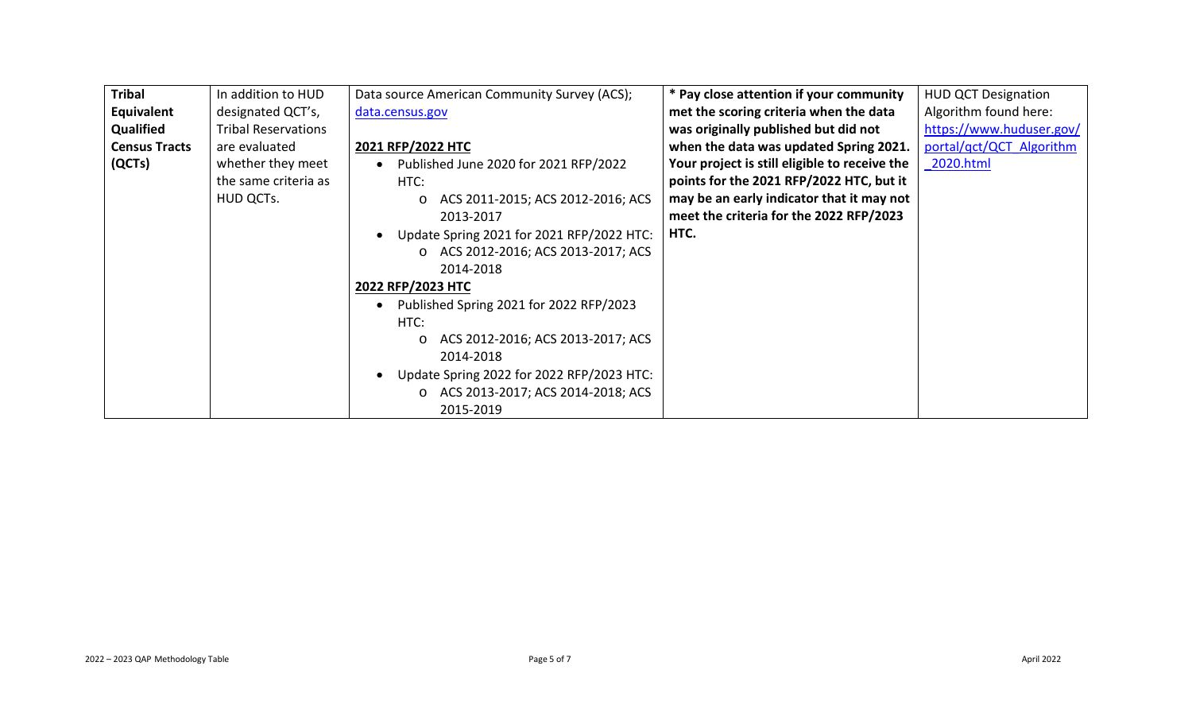| **Tribal Equivalent Qualified Census Tracts (QCTs)** | In addition to HUD designated QCT's, Tribal Reservations are evaluated whether they meet the same criteria as HUD QCTs. | Data source American Community Survey (ACS); data.census.gov<br><br>**2021 RFP/2022 HTC**<br>• Published June 2020 for 2021 RFP/2022 HTC:<br>  o ACS 2011-2015; ACS 2012-2016; ACS 2013-2017<br>• Update Spring 2021 for 2021 RFP/2022 HTC:<br>  o ACS 2012-2016; ACS 2013-2017; ACS 2014-2018<br>**2022 RFP/2023 HTC**<br>• Published Spring 2021 for 2022 RFP/2023 HTC:<br>  o ACS 2012-2016; ACS 2013-2017; ACS 2014-2018<br>• Update Spring 2022 for 2022 RFP/2023 HTC:<br>  o ACS 2013-2017; ACS 2014-2018; ACS 2015-2019 | **\* Pay close attention if your community met the scoring criteria when the data was originally published but did not when the data was updated Spring 2021. Your project is still eligible to receive the points for the 2021 RFP/2022 HTC, but it may be an early indicator that it may not meet the criteria for the 2022 RFP/2023 HTC.** | HUD QCT Designation Algorithm found here: https://www.huduser.gov/portal/qct/QCT_Algorithm_2020.html |
|---|---|---|---|---|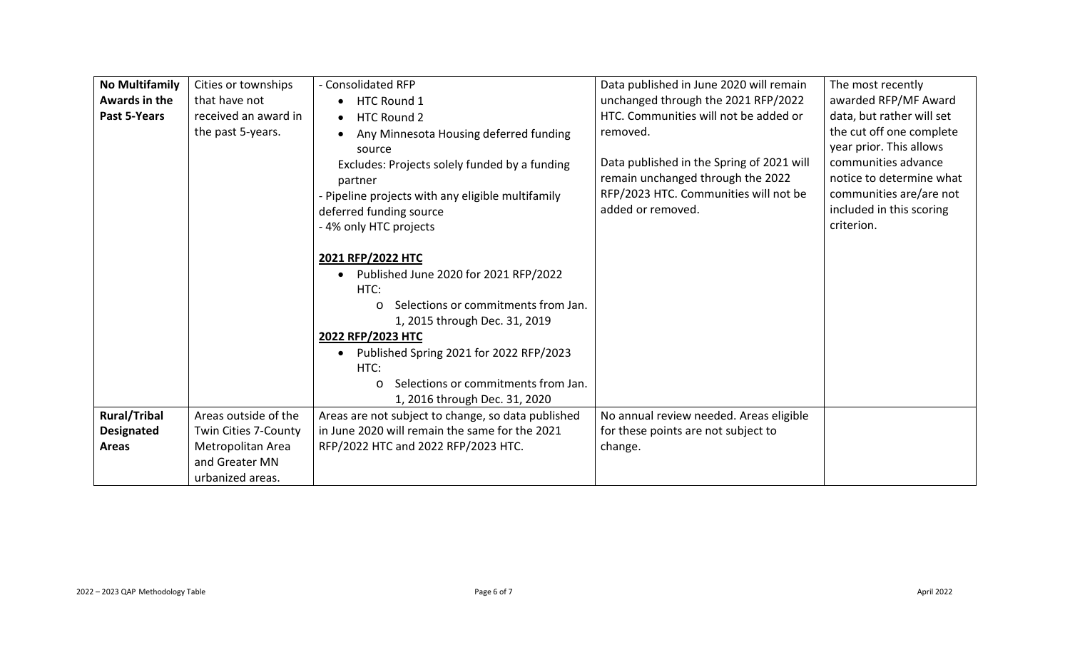| | | | | |
|---|---|---|---|---|
| **No Multifamily Awards in the Past 5-Years** | Cities or townships that have not received an award in the past 5-years. | - Consolidated RFP<br>• HTC Round 1<br>• HTC Round 2<br>• Any Minnesota Housing deferred funding source<br>Excludes: Projects solely funded by a funding partner<br>- Pipeline projects with any eligible multifamily deferred funding source<br>- 4% only HTC projects<br><br>**<u>2021 RFP/2022 HTC</u>**<br>• Published June 2020 for 2021 RFP/2022 HTC:<br>o Selections or commitments from Jan. 1, 2015 through Dec. 31, 2019<br>**<u>2022 RFP/2023 HTC</u>**<br>• Published Spring 2021 for 2022 RFP/2023 HTC:<br>o Selections or commitments from Jan. 1, 2016 through Dec. 31, 2020 | Data published in June 2020 will remain unchanged through the 2021 RFP/2022 HTC. Communities will not be added or removed.<br><br>Data published in the Spring of 2021 will remain unchanged through the 2022 RFP/2023 HTC. Communities will not be added or removed. | The most recently awarded RFP/MF Award data, but rather will set the cut off one complete year prior. This allows communities advance notice to determine what communities are/are not included in this scoring criterion. |
| **Rural/Tribal Designated Areas** | Areas outside of the Twin Cities 7-County Metropolitan Area and Greater MN urbanized areas. | Areas are not subject to change, so data published in June 2020 will remain the same for the 2021 RFP/2022 HTC and 2022 RFP/2023 HTC. | No annual review needed. Areas eligible for these points are not subject to change. | |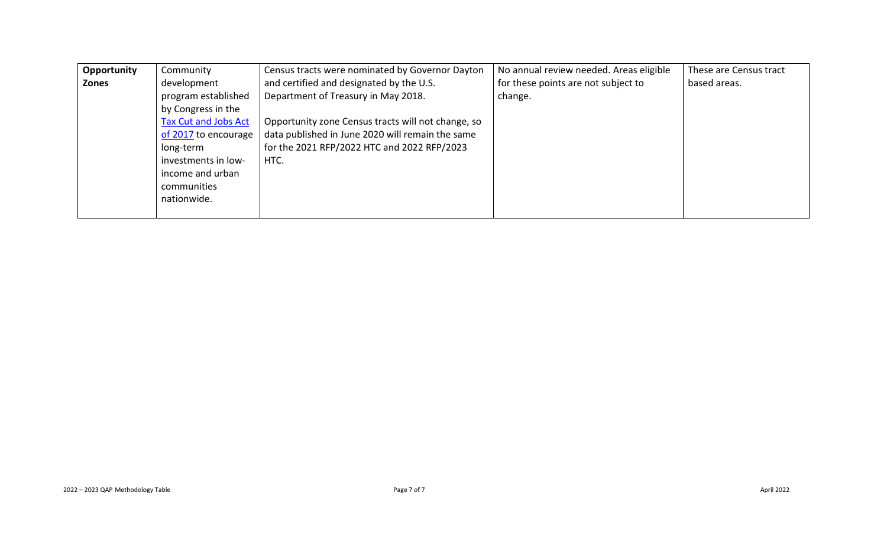| | | | | |
|---|---|---|---|---|
| **Opportunity Zones** | Community development program established by Congress in the [Tax Cut and Jobs Act of 2017] to encourage long-term investments in low-income and urban communities nationwide. | Census tracts were nominated by Governor Dayton and certified and designated by the U.S. Department of Treasury in May 2018.<br><br>Opportunity zone Census tracts will not change, so data published in June 2020 will remain the same for the 2021 RFP/2022 HTC and 2022 RFP/2023 HTC. | No annual review needed. Areas eligible for these points are not subject to change. | These are Census tract based areas. |